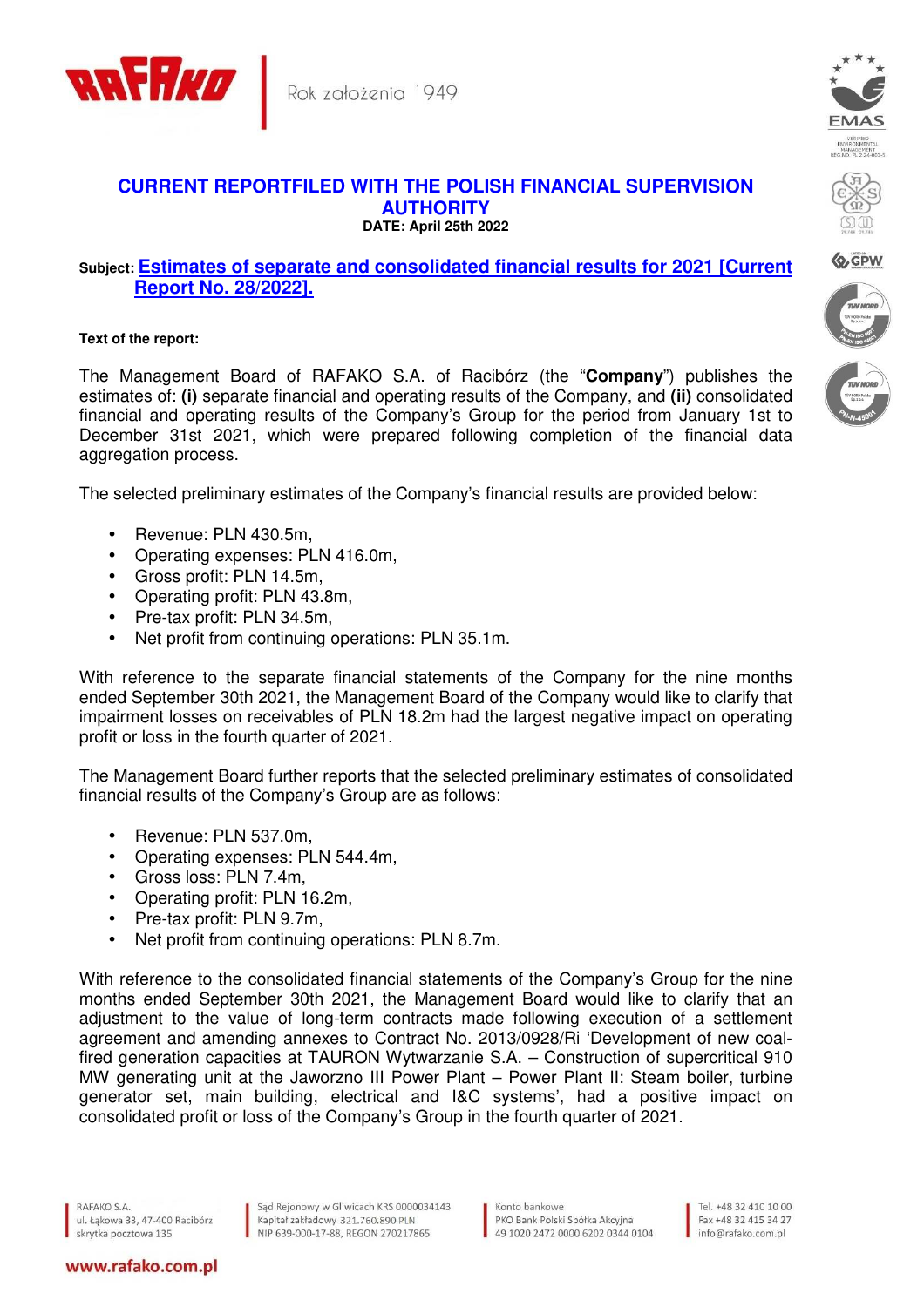# CURRENT REPORTFILED WITH THE POLISH FINANCIAL SUPERVISION AUTHORITY

**DATE: April 25th 2022**

**Subject: Estimates of separate and consolidated financial results for 2021 [Current Report No. 28/2022].**

**Text of the report:**

The Management Board of RAFAKO S.A. of Racibórz (the "**Company**") publishes the estimates of: **(i)** separate financial and operating results of the Company, and **(ii)** consolidated financial and operating results of the Company's Group for the period from January 1st to December 31st 2021, which were prepared following completion of the financial data aggregation process.

The selected preliminary estimates of the Company's financial results are provided below:

- Revenue: PLN 430.5m,
- Operating expenses: PLN 416.0m,
- Gross profit: PLN 14.5m,
- Operating profit: PLN 43.8m,
- Pre-tax profit: PLN 34.5m,
- Net profit from continuing operations: PLN 35.1m.

With reference to the separate financial statements of the Company for the nine months ended September 30th 2021, the Management Board of the Company would like to clarify that impairment losses on receivables of PLN 18.2m had the largest negative impact on operating profit or loss in the fourth quarter of 2021.

The Management Board further reports that the selected preliminary estimates of consolidated financial results of the Company's Group are as follows:

- Revenue: PLN 537.0m,
- Operating expenses: PLN 544.4m,
- Gross loss: PLN 7.4m,
- Operating profit: PLN 16.2m,
- Pre-tax profit: PLN 9.7m,
- Net profit from continuing operations: PLN 8.7m.

With reference to the consolidated financial statements of the Company's Group for the nine months ended September 30th 2021, the Management Board would like to clarify that an adjustment to the value of long-term contracts made following execution of a settlement agreement and amending annexes to Contract No. 2013/0928/Ri 'Development of new coal-fired generation capacities at TAURON Wytwarzanie S.A. – Construction of supercritical 910 MW generating unit at the Jaworzno III Power Plant – Power Plant II: Steam boiler, turbine generator set, main building, electrical and I&C systems', had a positive impact on consolidated profit or loss of the Company's Group in the fourth quarter of 2021.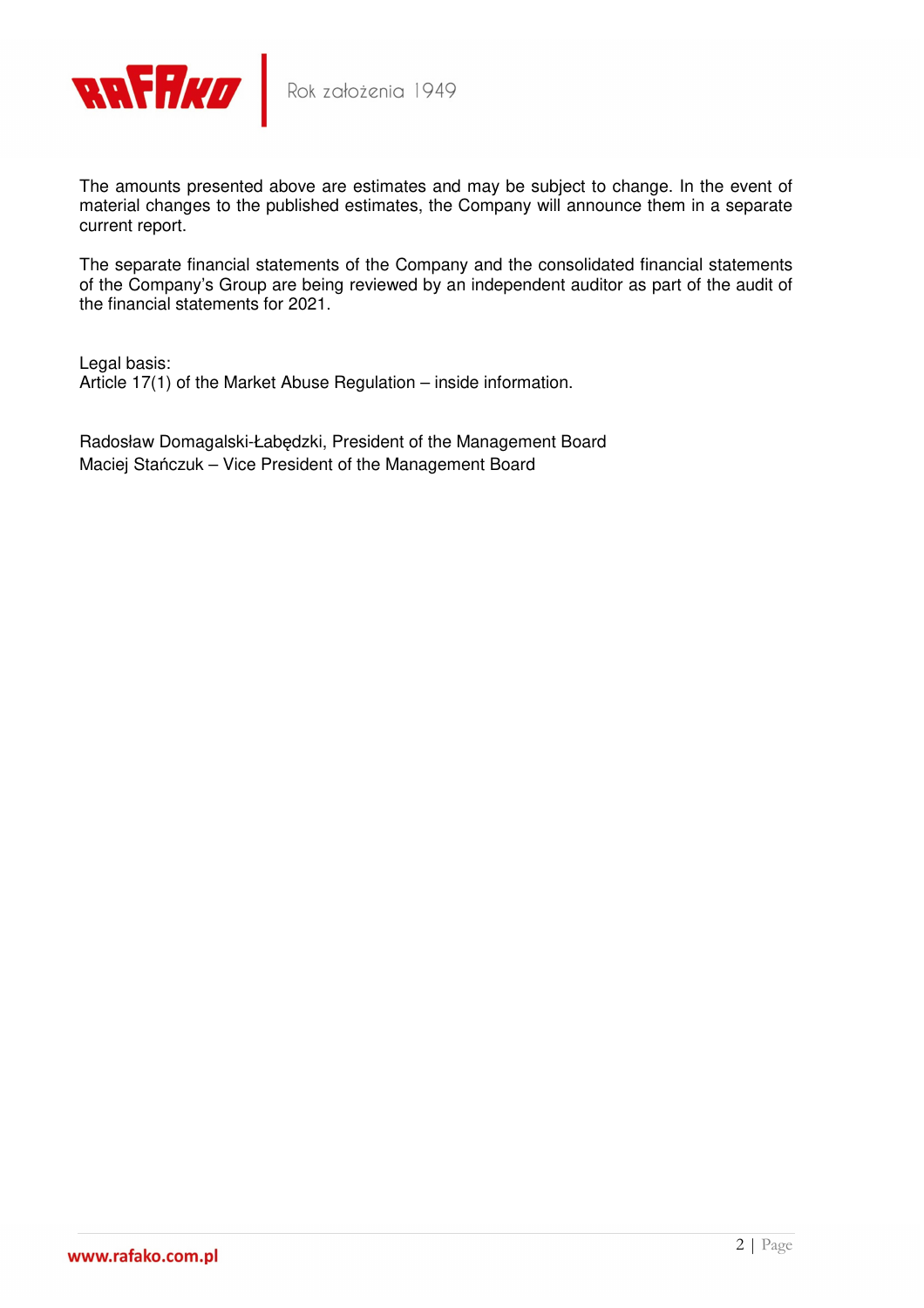The amounts presented above are estimates and may be subject to change. In the event of material changes to the published estimates, the Company will announce them in a separate current report.

The separate financial statements of the Company and the consolidated financial statements of the Company's Group are being reviewed by an independent auditor as part of the audit of the financial statements for 2021.

Legal basis:
Article 17(1) of the Market Abuse Regulation – inside information.

Radosław Domagalski-Łabędzki, President of the Management Board
Maciej Stańczuk – Vice President of the Management Board